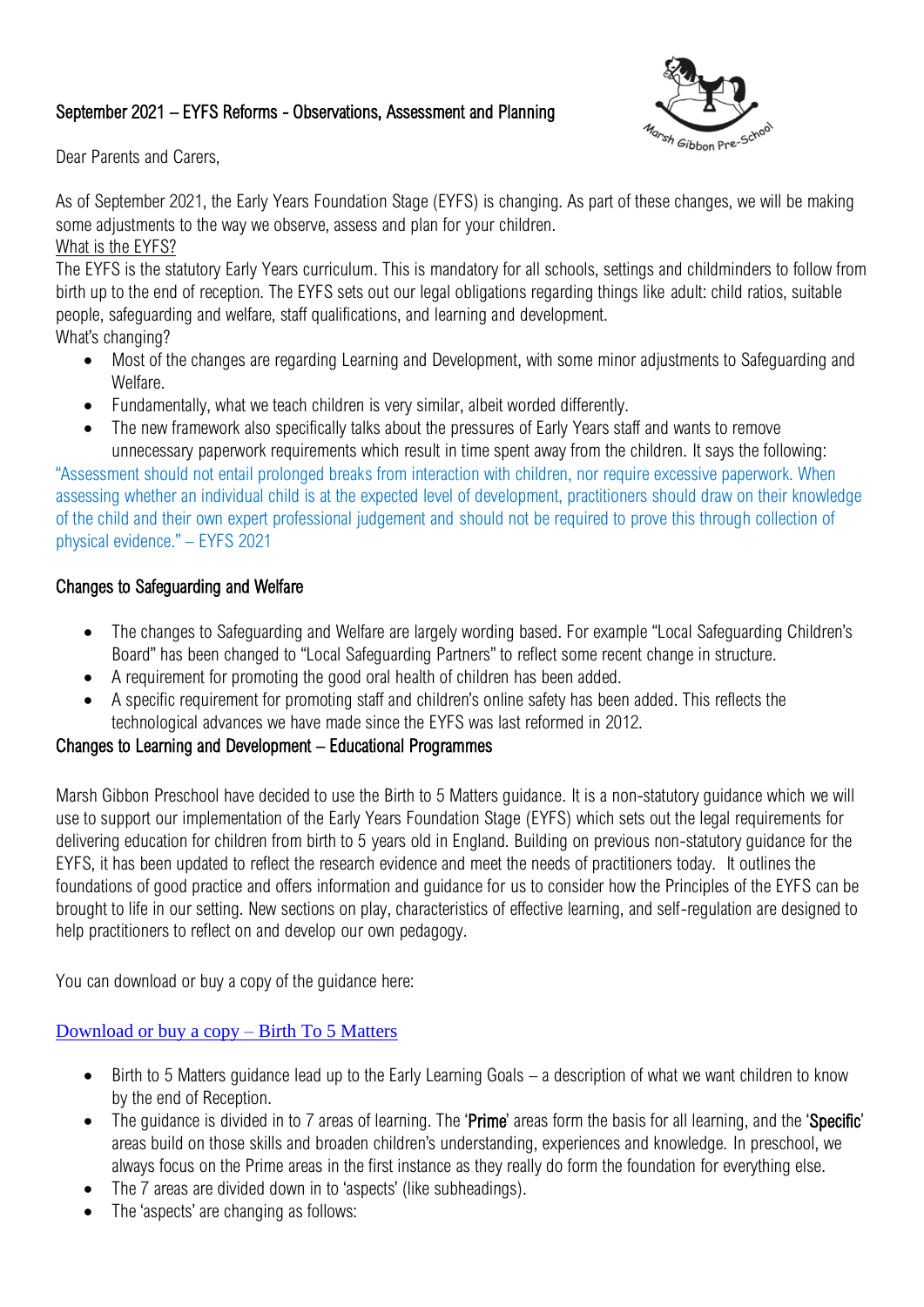## September 2021 – EYFS Reforms - Observations, Assessment and Planning

Dear Parents and Carers,

As of September 2021, the Early Years Foundation Stage (EYFS) is changing. As part of these changes, we will be making some adjustments to the way we observe, assess and plan for your children.

What is the EYFS?

The EYFS is the statutory Early Years curriculum. This is mandatory for all schools, settings and childminders to follow from birth up to the end of reception. The EYFS sets out our legal obligations regarding things like adult: child ratios, suitable people, safeguarding and welfare, staff qualifications, and learning and development.

What's changing?

- Most of the changes are regarding Learning and Development, with some minor adjustments to Safeguarding and Welfare.
- Fundamentally, what we teach children is very similar, albeit worded differently.
- The new framework also specifically talks about the pressures of Early Years staff and wants to remove unnecessary paperwork requirements which result in time spent away from the children. It says the following:

"Assessment should not entail prolonged breaks from interaction with children, nor require excessive paperwork. When assessing whether an individual child is at the expected level of development, practitioners should draw on their knowledge of the child and their own expert professional judgement and should not be required to prove this through collection of physical evidence." – EYFS 2021

### Changes to Safeguarding and Welfare

- The changes to Safeguarding and Welfare are largely wording based. For example "Local Safeguarding Children's Board" has been changed to "Local Safeguarding Partners" to reflect some recent change in structure.
- A requirement for promoting the good oral health of children has been added.
- A specific requirement for promoting staff and children's online safety has been added. This reflects the technological advances we have made since the EYFS was last reformed in 2012.

### Changes to Learning and Development – Educational Programmes

Marsh Gibbon Preschool have decided to use the Birth to 5 Matters guidance. It is a non-statutory guidance which we will use to support our implementation of the Early Years Foundation Stage (EYFS) which sets out the legal requirements for delivering education for children from birth to 5 years old in England. Building on previous non-statutory guidance for the EYFS, it has been updated to reflect the research evidence and meet the needs of practitioners today. It outlines the foundations of good practice and offers information and guidance for us to consider how the Principles of the EYFS can be brought to life in our setting. New sections on play, characteristics of effective learning, and self-regulation are designed to help practitioners to reflect on and develop our own pedagogy.

You can download or buy a copy of the guidance here:

[Download or buy a copy – Birth To 5 Matters]

- Birth to 5 Matters guidance lead up to the Early Learning Goals – a description of what we want children to know by the end of Reception.
- The guidance is divided in to 7 areas of learning. The '**Prime**' areas form the basis for all learning, and the '**Specific**' areas build on those skills and broaden children's understanding, experiences and knowledge. In preschool, we always focus on the Prime areas in the first instance as they really do form the foundation for everything else.
- The 7 areas are divided down in to 'aspects' (like subheadings).
- The 'aspects' are changing as follows: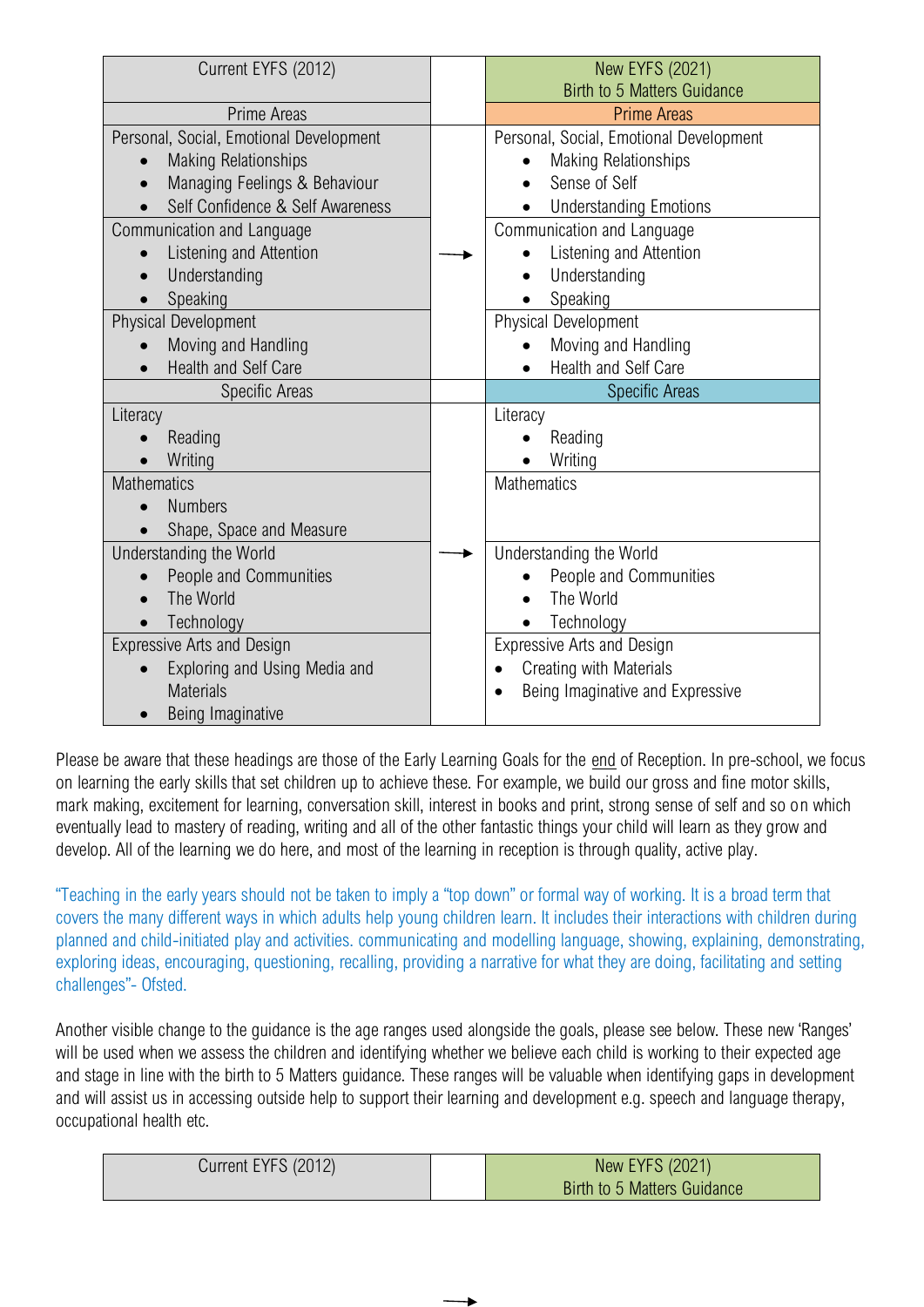| Current EYFS (2012) | | New EYFS (2021) Birth to 5 Matters Guidance |
|---|---|---|
| Prime Areas | | Prime Areas |
| Personal, Social, Emotional Development<br>• Making Relationships<br>• Managing Feelings & Behaviour<br>• Self Confidence & Self Awareness | | Personal, Social, Emotional Development<br>• Making Relationships<br>• Sense of Self<br>• Understanding Emotions |
| Communication and Language<br>• Listening and Attention<br>• Understanding<br>• Speaking | → | Communication and Language<br>• Listening and Attention<br>• Understanding<br>• Speaking |
| Physical Development<br>• Moving and Handling<br>• Health and Self Care | | Physical Development<br>• Moving and Handling<br>• Health and Self Care |
| Specific Areas | | Specific Areas |
| Literacy<br>• Reading<br>• Writing | | Literacy<br>• Reading<br>• Writing |
| Mathematics<br>• Numbers<br>• Shape, Space and Measure | | Mathematics |
| Understanding the World<br>• People and Communities<br>• The World<br>• Technology | → | Understanding the World<br>• People and Communities<br>• The World<br>• Technology |
| Expressive Arts and Design<br>• Exploring and Using Media and Materials<br>• Being Imaginative | | Expressive Arts and Design<br>• Creating with Materials<br>• Being Imaginative and Expressive |

Please be aware that these headings are those of the Early Learning Goals for the end of Reception. In pre-school, we focus on learning the early skills that set children up to achieve these. For example, we build our gross and fine motor skills, mark making, excitement for learning, conversation skill, interest in books and print, strong sense of self and so on which eventually lead to mastery of reading, writing and all of the other fantastic things your child will learn as they grow and develop. All of the learning we do here, and most of the learning in reception is through quality, active play.

"Teaching in the early years should not be taken to imply a "top down" or formal way of working. It is a broad term that covers the many different ways in which adults help young children learn. It includes their interactions with children during planned and child-initiated play and activities. communicating and modelling language, showing, explaining, demonstrating, exploring ideas, encouraging, questioning, recalling, providing a narrative for what they are doing, facilitating and setting challenges"- Ofsted.

Another visible change to the guidance is the age ranges used alongside the goals, please see below. These new 'Ranges' will be used when we assess the children and identifying whether we believe each child is working to their expected age and stage in line with the birth to 5 Matters guidance. These ranges will be valuable when identifying gaps in development and will assist us in accessing outside help to support their learning and development e.g. speech and language therapy, occupational health etc.

| Current EYFS (2012) | | New EYFS (2021) Birth to 5 Matters Guidance |
|---|---|---|
| | → | |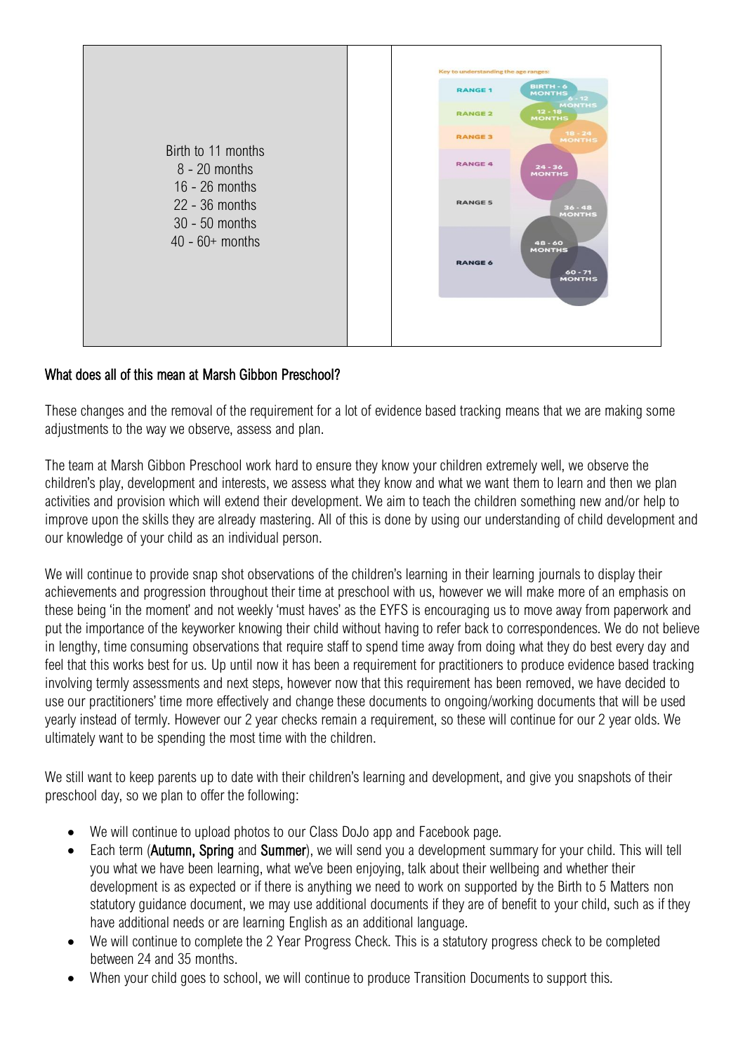| Birth to 11 months<br>8 - 20 months<br>16 - 26 months<br>22 - 36 months<br>30 - 50 months<br>40 - 60+ months | | Key to understanding the age ranges:<br>RANGE 1: BIRTH - 6 MONTHS, 6 - 12 MONTHS<br>RANGE 2: 12 - 18 MONTHS<br>RANGE 3: 18 - 24 MONTHS<br>RANGE 4: 24 - 36 MONTHS<br>RANGE 5: 36 - 48 MONTHS<br>RANGE 6: 48 - 60 MONTHS, 60 - 71 MONTHS |
|---|---|---|

## What does all of this mean at Marsh Gibbon Preschool?

These changes and the removal of the requirement for a lot of evidence based tracking means that we are making some adjustments to the way we observe, assess and plan.

The team at Marsh Gibbon Preschool work hard to ensure they know your children extremely well, we observe the children's play, development and interests, we assess what they know and what we want them to learn and then we plan activities and provision which will extend their development. We aim to teach the children something new and/or help to improve upon the skills they are already mastering. All of this is done by using our understanding of child development and our knowledge of your child as an individual person.

We will continue to provide snap shot observations of the children's learning in their learning journals to display their achievements and progression throughout their time at preschool with us, however we will make more of an emphasis on these being 'in the moment' and not weekly 'must haves' as the EYFS is encouraging us to move away from paperwork and put the importance of the keyworker knowing their child without having to refer back to correspondences. We do not believe in lengthy, time consuming observations that require staff to spend time away from doing what they do best every day and feel that this works best for us. Up until now it has been a requirement for practitioners to produce evidence based tracking involving termly assessments and next steps, however now that this requirement has been removed, we have decided to use our practitioners' time more effectively and change these documents to ongoing/working documents that will be used yearly instead of termly. However our 2 year checks remain a requirement, so these will continue for our 2 year olds. We ultimately want to be spending the most time with the children.

We still want to keep parents up to date with their children's learning and development, and give you snapshots of their preschool day, so we plan to offer the following:

- We will continue to upload photos to our Class DoJo app and Facebook page.
- Each term (Autumn, Spring and Summer), we will send you a development summary for your child. This will tell you what we have been learning, what we've been enjoying, talk about their wellbeing and whether their development is as expected or if there is anything we need to work on supported by the Birth to 5 Matters non statutory guidance document, we may use additional documents if they are of benefit to your child, such as if they have additional needs or are learning English as an additional language.
- We will continue to complete the 2 Year Progress Check. This is a statutory progress check to be completed between 24 and 35 months.
- When your child goes to school, we will continue to produce Transition Documents to support this.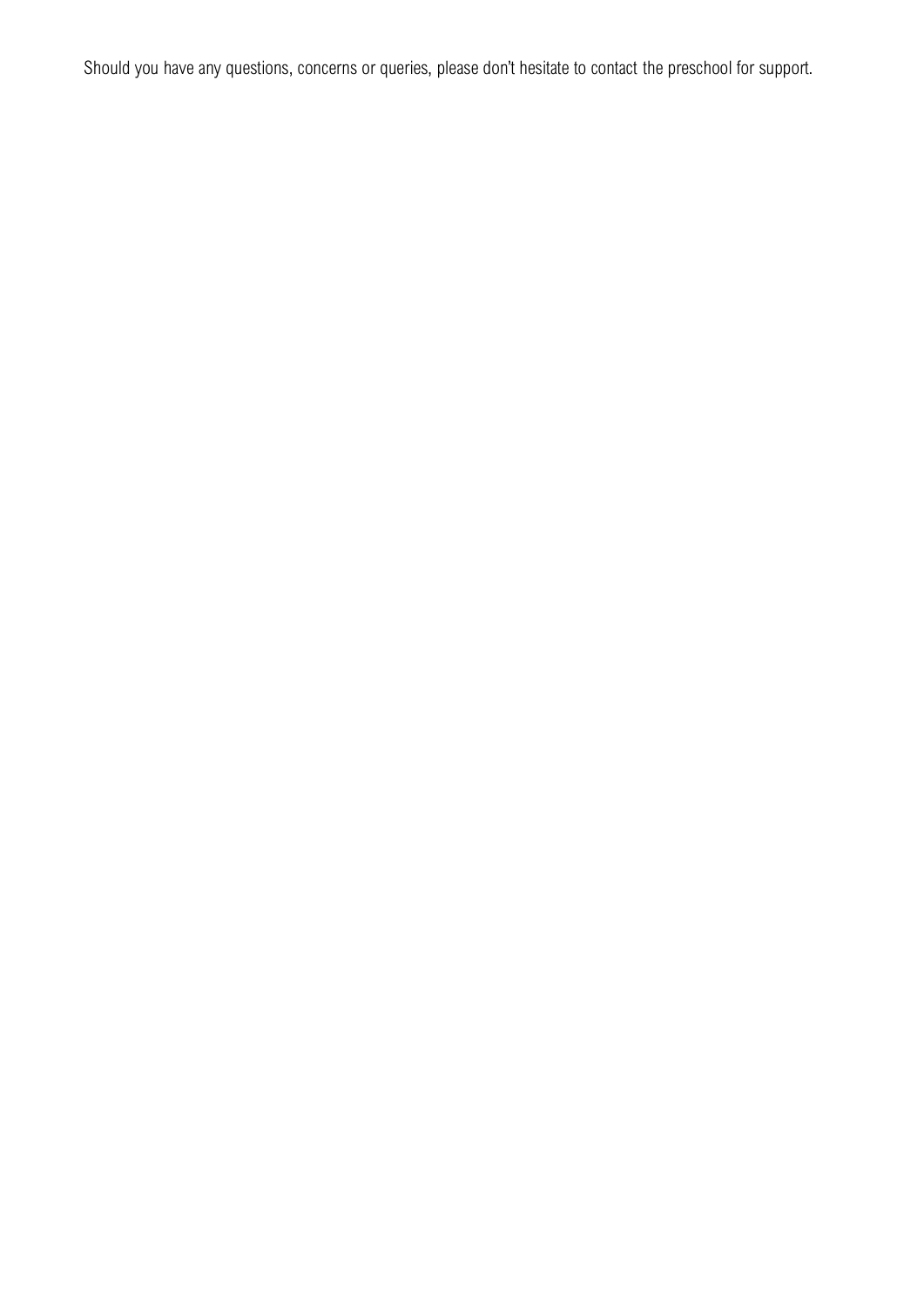Should you have any questions, concerns or queries, please don't hesitate to contact the preschool for support.